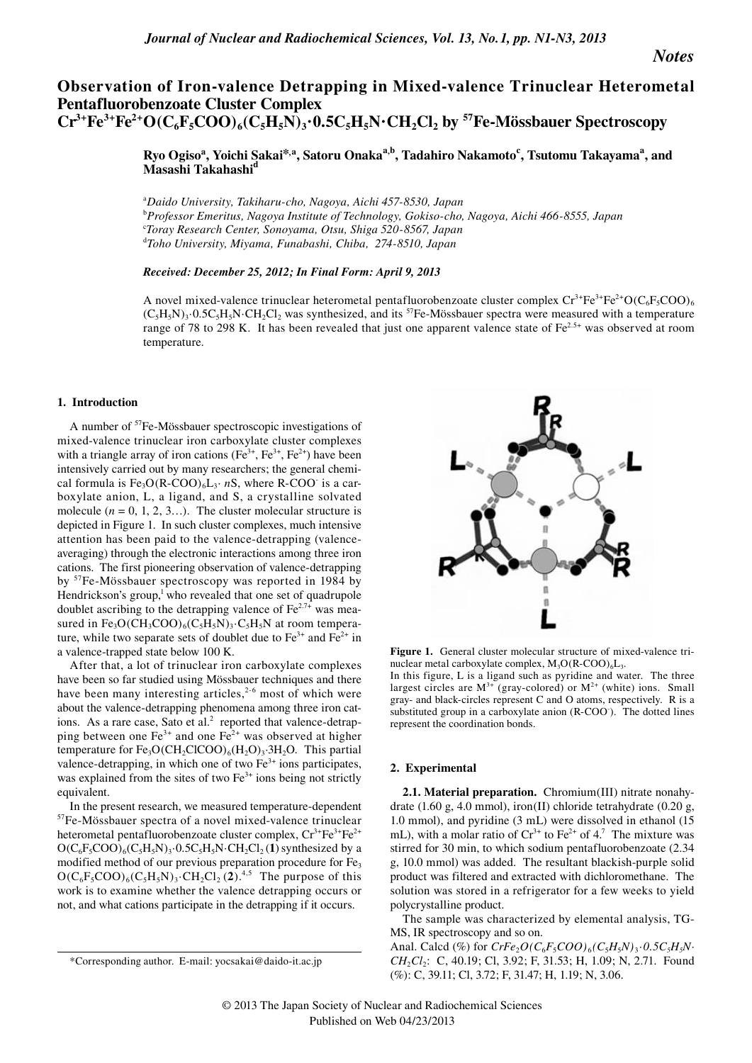*Notes*

# Observation of Iron-valence Detrapping in Mixed-valence Trinuclear Heterometal Pentafluorobenzoate Cluster Complex $Cr^{3+}Fe^{3+}Fe^{2+}O(C_6F_5COO)_6(C_5H_5N)_3\cdot0.5C_5H_5N\cdot CH_2Cl_2$ by $^{57}$Fe-Mössbauer Spectroscopy

**Ryo Ogiso[a], Yoichi Sakai*[,a], Satoru Onaka[a,b], Tadahiro Nakamoto[c], Tsutomu Takayama[a], and Masashi Takahashi[d]**

[a]*Daido University, Takiharu-cho, Nagoya, Aichi 457-8530, Japan*
[b]*Professor Emeritus, Nagoya Institute of Technology, Gokiso-cho, Nagoya, Aichi 466-8555, Japan*
[c]*Toray Research Center, Sonoyama, Otsu, Shiga 520-8567, Japan*
[d]*Toho University, Miyama, Funabashi, Chiba, 274-8510, Japan*

***Received: December 25, 2012; In Final Form: April 9, 2013***

A novel mixed-valence trinuclear heterometal pentafluorobenzoate cluster complex $Cr^{3+}Fe^{3+}Fe^{2+}O(C_6F_5COO)_6(C_5H_5N)_3\cdot0.5C_5H_5N\cdot CH_2Cl_2$ was synthesized, and its $^{57}$Fe-Mössbauer spectra were measured with a temperature range of 78 to 298 K. It has been revealed that just one apparent valence state of $Fe^{2.5+}$ was observed at room temperature.

## 1. Introduction

A number of $^{57}$Fe-Mössbauer spectroscopic investigations of mixed-valence trinuclear iron carboxylate cluster complexes with a triangle array of iron cations ($Fe^{3+}$, $Fe^{3+}$, $Fe^{2+}$) have been intensively carried out by many researchers; the general chemical formula is $Fe_3O(R\text{-}COO)_6L_3\cdot nS$, where R-COO$^-$ is a carboxylate anion, L, a ligand, and S, a crystalline solvated molecule ($n = 0, 1, 2, 3\ldots$). The cluster molecular structure is depicted in Figure 1. In such cluster complexes, much intensive attention has been paid to the valence-detrapping (valence-averaging) through the electronic interactions among three iron cations. The first pioneering observation of valence-detrapping by $^{57}$Fe-Mössbauer spectroscopy was reported in 1984 by Hendrickson's group,[1] who revealed that one set of quadrupole doublet ascribing to the detrapping valence of $Fe^{2.7+}$ was measured in $Fe_3O(CH_3COO)_6(C_5H_5N)_3\cdot C_5H_5N$ at room temperature, while two separate sets of doublet due to $Fe^{3+}$ and $Fe^{2+}$ in a valence-trapped state below 100 K.

After that, a lot of trinuclear iron carboxylate complexes have been so far studied using Mössbauer techniques and there have been many interesting articles,[2-6] most of which were about the valence-detrapping phenomena among three iron cations. As a rare case, Sato et al.[2] reported that valence-detrapping between one $Fe^{3+}$ and one $Fe^{2+}$ was observed at higher temperature for $Fe_3O(CH_2ClCOO)_6(H_2O)_3\cdot3H_2O$. This partial valence-detrapping, in which one of two $Fe^{3+}$ ions participates, was explained from the sites of two $Fe^{3+}$ ions being not strictly equivalent.

In the present research, we measured temperature-dependent $^{57}$Fe-Mössbauer spectra of a novel mixed-valence trinuclear heterometal pentafluorobenzoate cluster complex, $Cr^{3+}Fe^{3+}Fe^{2+}O(C_6F_5COO)_6(C_5H_5N)_3\cdot0.5C_5H_5N\cdot CH_2Cl_2$ (**1**) synthesized by a modified method of our previous preparation procedure for $Fe_3O(C_6F_5COO)_6(C_5H_5N)_3\cdot CH_2Cl_2$ (**2**).[4,5] The purpose of this work is to examine whether the valence detrapping occurs or not, and what cations participate in the detrapping if it occurs.

**Figure 1.** General cluster molecular structure of mixed-valence trinuclear metal carboxylate complex, $M_3O(R\text{-}COO)_6L_3$.
In this figure, L is a ligand such as pyridine and water. The three largest circles are $M^{3+}$ (gray-colored) or $M^{2+}$ (white) ions. Small gray- and black-circles represent C and O atoms, respectively. R is a substituted group in a carboxylate anion (R-COO$^-$). The dotted lines represent the coordination bonds.

## 2. Experimental

**2.1. Material preparation.** Chromium(III) nitrate nonahydrate (1.60 g, 4.0 mmol), iron(II) chloride tetrahydrate (0.20 g, 1.0 mmol), and pyridine (3 mL) were dissolved in ethanol (15 mL), with a molar ratio of $Cr^{3+}$ to $Fe^{2+}$ of 4.[7] The mixture was stirred for 30 min, to which sodium pentafluorobenzoate (2.34 g, 10.0 mmol) was added. The resultant blackish-purple solid product was filtered and extracted with dichloromethane. The solution was stored in a refrigerator for a few weeks to yield polycrystalline product.

The sample was characterized by elemental analysis, TG-MS, IR spectroscopy and so on.
Anal. Calcd (%) for $CrFe_2O(C_6F_5COO)_6(C_5H_5N)_3\cdot0.5C_5H_5N\cdot CH_2Cl_2$: C, 40.19; Cl, 3.92; F, 31.53; H, 1.09; N, 2.71. Found (%): C, 39.11; Cl, 3.72; F, 31.47; H, 1.19; N, 3.06.

*Corresponding author. E-mail: yocsakai@daido-it.ac.jp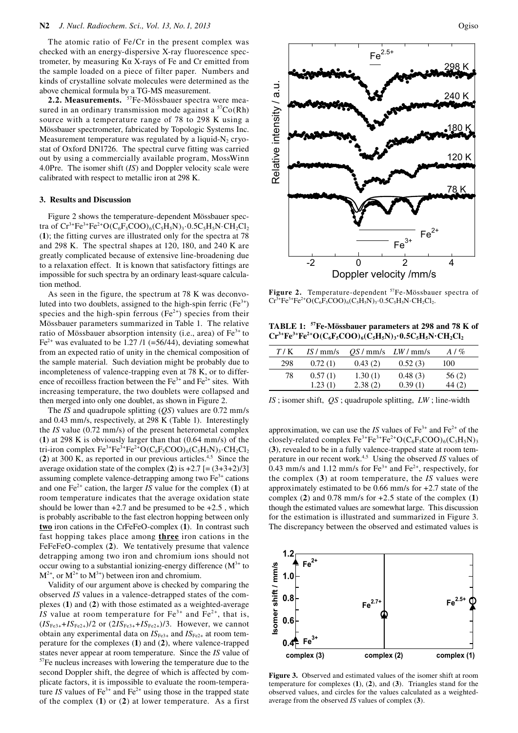The atomic ratio of Fe/Cr in the present complex was checked with an energy-dispersive X-ray fluorescence spectrometer, by measuring Kα X-rays of Fe and Cr emitted from the sample loaded on a piece of filter paper. Numbers and kinds of crystalline solvate molecules were determined as the above chemical formula by a TG-MS measurement.

**2.2. Measurements.** $^{57}$Fe-Mössbauer spectra were measured in an ordinary transmission mode against a $^{57}$Co(Rh) source with a temperature range of 78 to 298 K using a Mössbauer spectrometer, fabricated by Topologic Systems Inc. Measurement temperature was regulated by a liquid-$N_2$ cryostat of Oxford DN1726. The spectral curve fitting was carried out by using a commercially available program, MossWinn 4.0Pre. The isomer shift (*IS*) and Doppler velocity scale were calibrated with respect to metallic iron at 298 K.

## 3. Results and Discussion

Figure 2 shows the temperature-dependent Mössbauer spectra of $Cr^{3+}Fe^{3+}Fe^{2+}O(C_6F_5COO)_6(C_5H_5N)_3\cdot0.5C_5H_5N\cdot CH_2Cl_2$ (**1**); the fitting curves are illustrated only for the spectra at 78 and 298 K. The spectral shapes at 120, 180, and 240 K are greatly complicated because of extensive line-broadening due to a relaxation effect. It is known that satisfactory fittings are impossible for such spectra by an ordinary least-square calculation method.

As seen in the figure, the spectrum at 78 K was deconvoluted into two doublets, assigned to the high-spin ferric ($Fe^{3+}$) species and the high-spin ferrous ($Fe^{2+}$) species from their Mössbauer parameters summarized in Table 1. The relative ratio of Mössbauer absorption intensity (i.e., area) of $Fe^{3+}$ to $Fe^{2+}$ was evaluated to be 1.27 /1 (=56/44), deviating somewhat from an expected ratio of unity in the chemical composition of the sample material. Such deviation might be probably due to incompleteness of valence-trapping even at 78 K, or to difference of recoilless fraction between the $Fe^{3+}$ and $Fe^{2+}$ sites. With increasing temperature, the two doublets were collapsed and then merged into only one doublet, as shown in Figure 2.

The *IS* and quadrupole splitting (*QS*) values are 0.72 mm/s and 0.43 mm/s, respectively, at 298 K (Table 1). Interestingly the *IS* value (0.72 mm/s) of the present heterometal complex (**1**) at 298 K is obviously larger than that (0.64 mm/s) of the tri-iron complex $Fe^{3+}Fe^{3+}Fe^{2+}O(C_6F_5COO)_6(C_5H_5N)_3\cdot CH_2Cl_2$ (**2**) at 300 K, as reported in our previous articles.[4,5] Since the average oxidation state of the complex (**2**) is +2.7 [= (3+3+2)/3] assuming complete valence-detrapping among two $Fe^{3+}$ cations and one $Fe^{2+}$ cation, the larger *IS* value for the complex (**1**) at room temperature indicates that the average oxidation state should be lower than +2.7 and be presumed to be +2.5 , which is probably ascribable to the fast electron hopping between only **two** iron cations in the CrFeFeO-complex (**1**). In contrast such fast hopping takes place among **three** iron cations in the FeFeFeO-complex (**2**). We tentatively presume that valence detrapping among two iron and chromium ions should not occur owing to a substantial ionizing-energy difference ($M^{3+}$ to $M^{2+}$, or $M^{2+}$ to $M^{3+}$) between iron and chromium.

Validity of our argument above is checked by comparing the observed *IS* values in a valence-detrapped states of the complexes (**1**) and (**2**) with those estimated as a weighted-average *IS* value at room temperature for $Fe^{3+}$ and $Fe^{2+}$, that is, $(IS_{Fe3+}+IS_{Fe2+})/2$ or $(2IS_{Fe3+}+IS_{Fe2+})/3$. However, we cannot obtain any experimental data on $IS_{Fe3+}$ and $IS_{Fe2+}$ at room temperature for the complexes (**1**) and (**2**), where valence-trapped states never appear at room temperature. Since the *IS* value of $^{57}$Fe nucleus increases with lowering the temperature due to the second Doppler shift, the degree of which is affected by complicate factors, it is impossible to evaluate the room-temperature *IS* values of $Fe^{3+}$ and $Fe^{2+}$ using those in the trapped state of the complex (**1**) or (**2**) at lower temperature. As a first approximation, we can use the *IS* values of $Fe^{3+}$ and $Fe^{2+}$ of the closely-related complex $Fe^{3+}Fe^{3+}Fe^{2+}O(C_6F_5COO)_6(C_5H_5N)_3$ (**3**), revealed to be in a fully valence-trapped state at room temperature in our recent work.[4,5] Using the observed *IS* values of 0.43 mm/s and 1.12 mm/s for $Fe^{3+}$ and $Fe^{2+}$, respectively, for the complex (**3**) at room temperature, the *IS* values were approximately estimated to be 0.66 mm/s for +2.7 state of the complex (**2**) and 0.78 mm/s for +2.5 state of the complex (**1**) though the estimated values are somewhat large. This discussion for the estimation is illustrated and summarized in Figure 3. The discrepancy between the observed and estimated values is

**Figure 2.** Temperature-dependent $^{57}$Fe-Mössbauer spectra of $Cr^{3+}Fe^{3+}Fe^{2+}O(C_6F_5COO)_6(C_5H_5N)_3\cdot0.5C_5H_5N\cdot CH_2Cl_2$.

**TABLE 1: $^{57}$Fe-Mössbauer parameters at 298 and 78 K of $Cr^{3+}Fe^{3+}Fe^{2+}O(C_6F_5COO)_6(C_5H_5N)_3\cdot0.5C_5H_5N\cdot CH_2Cl_2$**

| *T* / K | *IS* / mm/s | *QS* / mm/s | *LW* / mm/s | *A* / % |
|---|---|---|---|---|
| 298 | 0.72 (1) | 0.43 (2) | 0.52 (3) | 100 |
| 78 | 0.57 (1) | 1.30 (1) | 0.48 (3) | 56 (2) |
| | 1.23 (1) | 2.38 (2) | 0.39 (1) | 44 (2) |

*IS* ; isomer shift, *QS* ; quadrupole splitting, *LW* ; line-width

**Figure 3.** Observed and estimated values of the isomer shift at room temperature for complexes (**1**), (**2**), and (**3**). Triangles stand for the observed values, and circles for the values calculated as a weighted-average from the observed *IS* values of complex (**3**).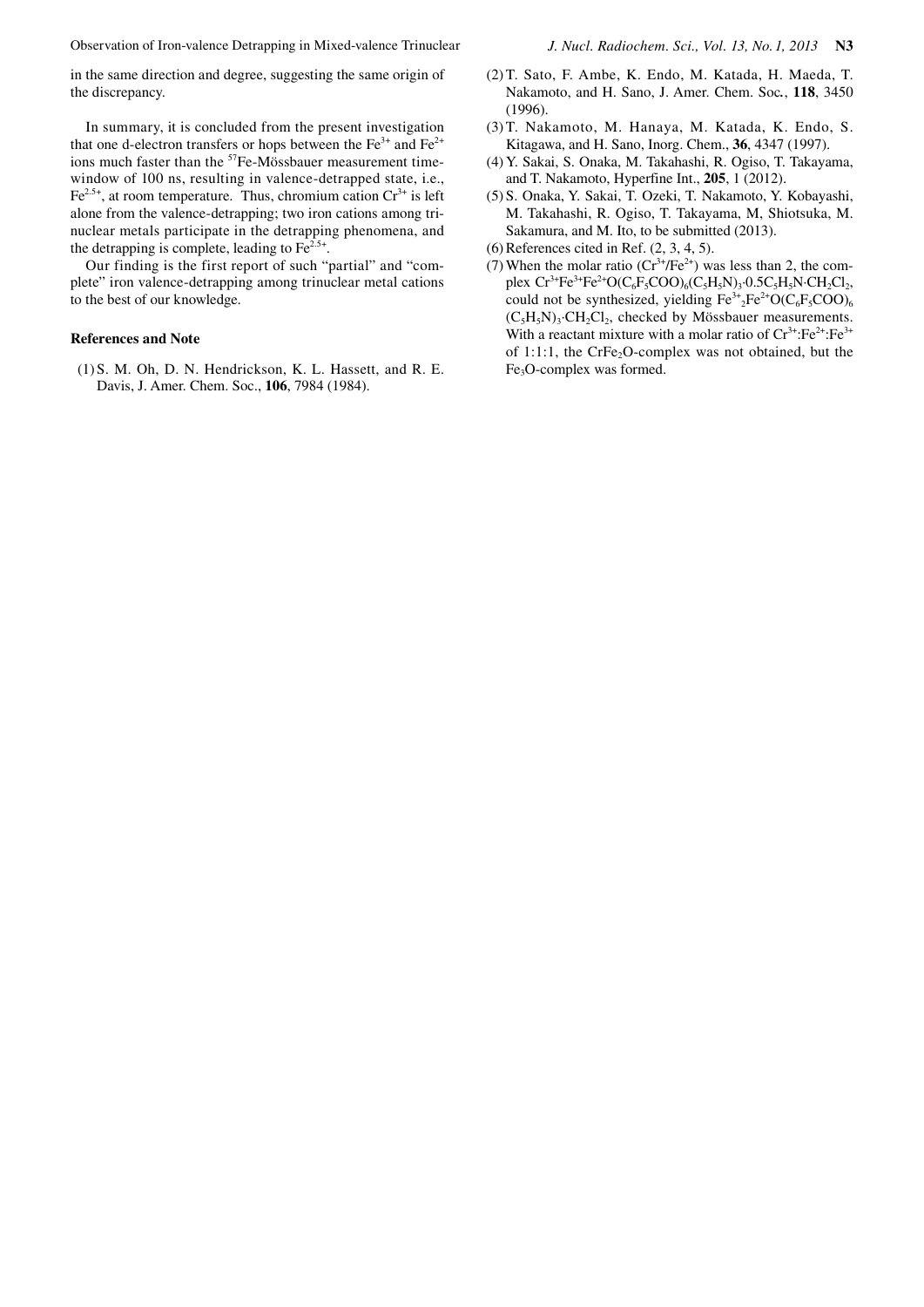in the same direction and degree, suggesting the same origin of the discrepancy.

In summary, it is concluded from the present investigation that one d-electron transfers or hops between the $Fe^{3+}$ and $Fe^{2+}$ ions much faster than the $^{57}$Fe-Mössbauer measurement time-window of 100 ns, resulting in valence-detrapped state, i.e., $Fe^{2.5+}$, at room temperature. Thus, chromium cation $Cr^{3+}$ is left alone from the valence-detrapping; two iron cations among trinuclear metals participate in the detrapping phenomena, and the detrapping is complete, leading to $Fe^{2.5+}$.

Our finding is the first report of such "partial" and "complete" iron valence-detrapping among trinuclear metal cations to the best of our knowledge.

### References and Note

(1) S. M. Oh, D. N. Hendrickson, K. L. Hassett, and R. E. Davis, J. Amer. Chem. Soc., **106**, 7984 (1984).

(2) T. Sato, F. Ambe, K. Endo, M. Katada, H. Maeda, T. Nakamoto, and H. Sano, J. Amer. Chem. Soc., **118**, 3450 (1996).

(3) T. Nakamoto, M. Hanaya, M. Katada, K. Endo, S. Kitagawa, and H. Sano, Inorg. Chem., **36**, 4347 (1997).

(4) Y. Sakai, S. Onaka, M. Takahashi, R. Ogiso, T. Takayama, and T. Nakamoto, Hyperfine Int., **205**, 1 (2012).

(5) S. Onaka, Y. Sakai, T. Ozeki, T. Nakamoto, Y. Kobayashi, M. Takahashi, R. Ogiso, T. Takayama, M, Shiotsuka, M. Sakamura, and M. Ito, to be submitted (2013).

(6) References cited in Ref. (2, 3, 4, 5).

(7) When the molar ratio ($Cr^{3+}/Fe^{2+}$) was less than 2, the complex $Cr^{3+}Fe^{3+}Fe^{2+}O(C_6F_5COO)_6(C_5H_5N)_3{\cdot}0.5C_5H_5N{\cdot}CH_2Cl_2$, could not be synthesized, yielding $Fe^{3+}{}_2Fe^{2+}O(C_6F_5COO)_6(C_5H_5N)_3{\cdot}CH_2Cl_2$, checked by Mössbauer measurements. With a reactant mixture with a molar ratio of $Cr^{3+}$:$Fe^{2+}$:$Fe^{3+}$ of 1:1:1, the $CrFe_2O$-complex was not obtained, but the $Fe_3O$-complex was formed.